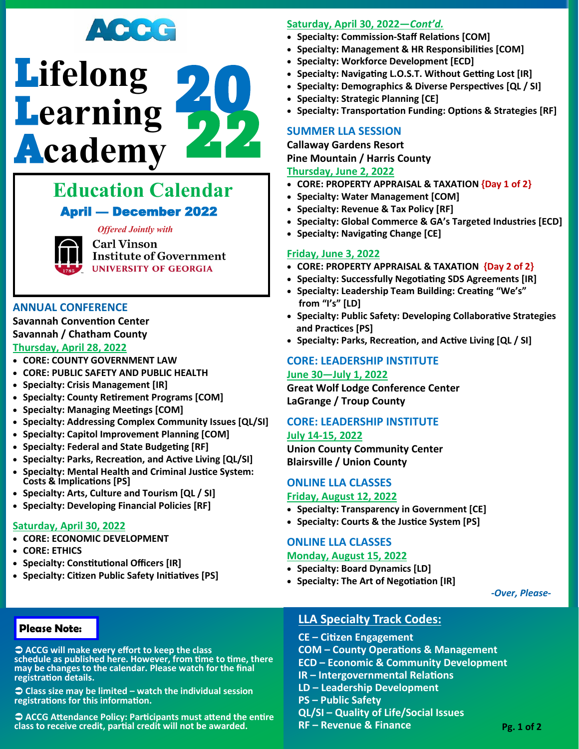ACCG

# Lifelong Learning Academy 2022

## Education Calendar

### April — December 2022

*Offered Jointly with*

Carl Vinson Institute of Government
UNIVERSITY OF GEORGIA

## ANNUAL CONFERENCE

**Savannah Convention Center**
**Savannah / Chatham County**

### Thursday, April 28, 2022

- CORE: COUNTY GOVERNMENT LAW
- CORE: PUBLIC SAFETY AND PUBLIC HEALTH
- Specialty: Crisis Management [IR]
- Specialty: County Retirement Programs [COM]
- Specialty: Managing Meetings [COM]
- Specialty: Addressing Complex Community Issues [QL/SI]
- Specialty: Capitol Improvement Planning [COM]
- Specialty: Federal and State Budgeting [RF]
- Specialty: Parks, Recreation, and Active Living [QL/SI]
- Specialty: Mental Health and Criminal Justice System: Costs & Implications [PS]
- Specialty: Arts, Culture and Tourism [QL / SI]
- Specialty: Developing Financial Policies [RF]

### Saturday, April 30, 2022

- CORE: ECONOMIC DEVELOPMENT
- CORE: ETHICS
- Specialty: Constitutional Officers [IR]
- Specialty: Citizen Public Safety Initiatives [PS]

### Saturday, April 30, 2022—*Cont'd.*

- Specialty: Commission-Staff Relations [COM]
- Specialty: Management & HR Responsibilities [COM]
- Specialty: Workforce Development [ECD]
- Specialty: Navigating L.O.S.T. Without Getting Lost [IR]
- Specialty: Demographics & Diverse Perspectives [QL / SI]
- Specialty: Strategic Planning [CE]
- Specialty: Transportation Funding: Options & Strategies [RF]

## SUMMER LLA SESSION

**Callaway Gardens Resort**
**Pine Mountain / Harris County**

### Thursday, June 2, 2022

- CORE: PROPERTY APPRAISAL & TAXATION {Day 1 of 2}
- Specialty: Water Management [COM]
- Specialty: Revenue & Tax Policy [RF]
- Specialty: Global Commerce & GA's Targeted Industries [ECD]
- Specialty: Navigating Change [CE]

### Friday, June 3, 2022

- CORE: PROPERTY APPRAISAL & TAXATION {Day 2 of 2}
- Specialty: Successfully Negotiating SDS Agreements [IR]
- Specialty: Leadership Team Building: Creating "We's" from "I's" [LD]
- Specialty: Public Safety: Developing Collaborative Strategies and Practices [PS]
- Specialty: Parks, Recreation, and Active Living [QL / SI]

## CORE: LEADERSHIP INSTITUTE

### June 30—July 1, 2022

**Great Wolf Lodge Conference Center**
**LaGrange / Troup County**

## CORE: LEADERSHIP INSTITUTE

### July 14-15, 2022

**Union County Community Center**
**Blairsville / Union County**

## ONLINE LLA CLASSES

### Friday, August 12, 2022

- Specialty: Transparency in Government [CE]
- Specialty: Courts & the Justice System [PS]

## ONLINE LLA CLASSES

### Monday, August 15, 2022

- Specialty: Board Dynamics [LD]
- Specialty: The Art of Negotiation [IR]

*-Over, Please-*

**Please Note:**

➲ ACCG will make every effort to keep the class schedule as published here. However, from time to time, there may be changes to the calendar. Please watch for the final registration details.

➲ Class size may be limited – watch the individual session registrations for this information.

➲ ACCG Attendance Policy: Participants must attend the entire class to receive credit, partial credit will not be awarded.

## LLA Specialty Track Codes:

- CE – Citizen Engagement
- COM – County Operations & Management
- ECD – Economic & Community Development
- IR – Intergovernmental Relations
- LD – Leadership Development
- PS – Public Safety
- QL/SI – Quality of Life/Social Issues
- RF – Revenue & Finance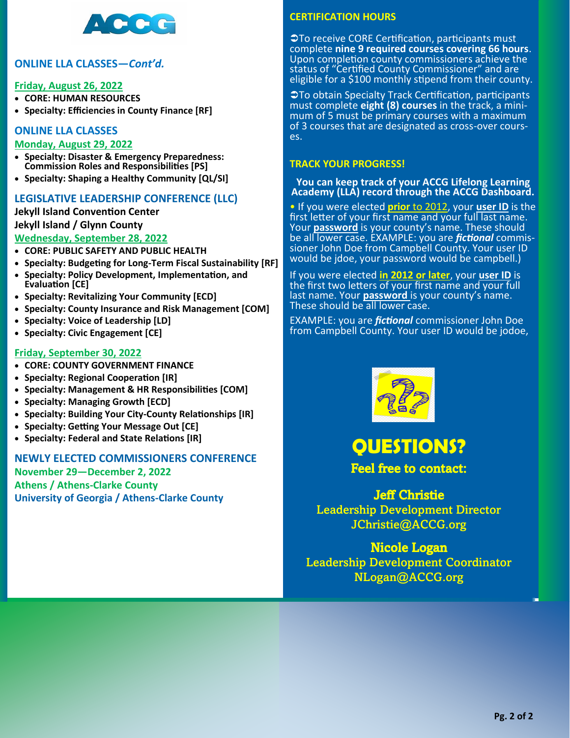ACCG

## ONLINE LLA CLASSES—*Cont'd.*

### Friday, August 26, 2022

- **CORE: HUMAN RESOURCES**
- **Specialty: Efficiencies in County Finance [RF]**

## ONLINE LLA CLASSES

### Monday, August 29, 2022

- **Specialty: Disaster & Emergency Preparedness: Commission Roles and Responsibilities [PS]**
- **Specialty: Shaping a Healthy Community [QL/SI]**

## LEGISLATIVE LEADERSHIP CONFERENCE (LLC)

**Jekyll Island Convention Center**

**Jekyll Island / Glynn County**

### Wednesday, September 28, 2022

- **CORE: PUBLIC SAFETY AND PUBLIC HEALTH**
- **Specialty: Budgeting for Long-Term Fiscal Sustainability [RF]**
- **Specialty: Policy Development, Implementation, and Evaluation [CE]**
- **Specialty: Revitalizing Your Community [ECD]**
- **Specialty: County Insurance and Risk Management [COM]**
- **Specialty: Voice of Leadership [LD]**
- **Specialty: Civic Engagement [CE]**

### Friday, September 30, 2022

- **CORE: COUNTY GOVERNMENT FINANCE**
- **Specialty: Regional Cooperation [IR]**
- **Specialty: Management & HR Responsibilities [COM]**
- **Specialty: Managing Growth [ECD]**
- **Specialty: Building Your City-County Relationships [IR]**
- **Specialty: Getting Your Message Out [CE]**
- **Specialty: Federal and State Relations [IR]**

## NEWLY ELECTED COMMISSIONERS CONFERENCE

**November 29—December 2, 2022**

**Athens / Athens-Clarke County**

**University of Georgia / Athens-Clarke County**

## CERTIFICATION HOURS

➲To receive CORE Certification, participants must complete **nine 9 required courses covering 66 hours**. Upon completion county commissioners achieve the status of "Certified County Commissioner" and are eligible for a $100 monthly stipend from their county.

➲To obtain Specialty Track Certification, participants must complete **eight (8) courses** in the track, a minimum of 5 must be primary courses with a maximum of 3 courses that are designated as cross-over courses.

## TRACK YOUR PROGRESS!

**You can keep track of your ACCG Lifelong Learning Academy (LLA) record through the ACCG Dashboard.**

• If you were elected **prior** to 2012, your **user ID** is the first letter of your first name and your full last name. Your **password** is your county's name. These should be all lower case. EXAMPLE: you are ***fictional*** commissioner John Doe from Campbell County. Your user ID would be jdoe, your password would be campbell.)

If you were elected **in 2012 or later**, your **user ID** is the first two letters of your first name and your full last name. Your **password** is your county's name. These should be all lower case.

EXAMPLE: you are ***fictional*** commissioner John Doe from Campbell County. Your user ID would be jodoe,

## QUESTIONS?

**Feel free to contact:**

**Jeff Christie**
Leadership Development Director
JChristie@ACCG.org

**Nicole Logan**
Leadership Development Coordinator
NLogan@ACCG.org